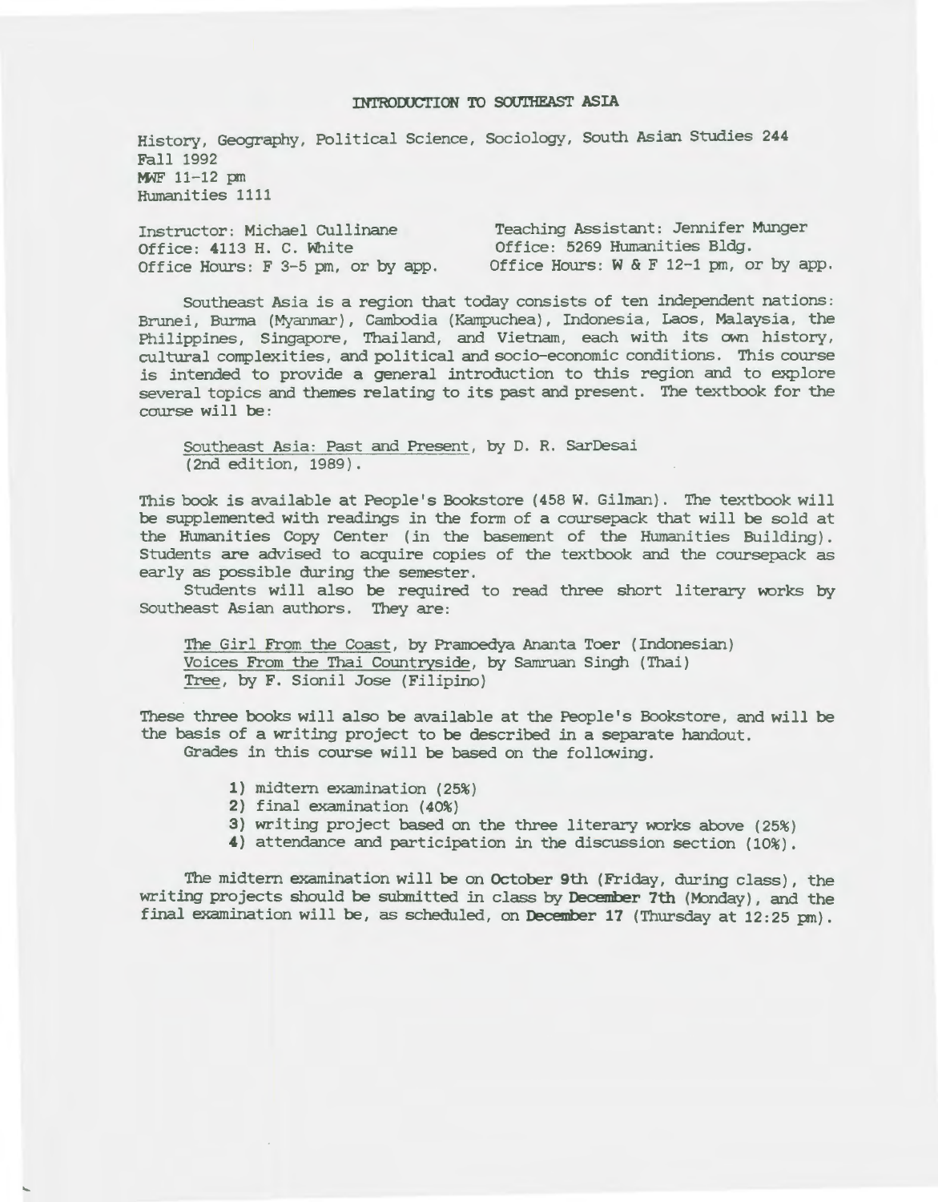# INTRODUCTION TO SOUTHEAST ASIA

History, Geography, Political Science, Sociology, South Asian Studies 244
Fall 1992
MWF 11-12 pm
Humanities 1111

Instructor: Michael Cullinane
Office: 4113 H. C. White
Office Hours: F 3-5 pm, or by app.

Teaching Assistant: Jennifer Munger
Office: 5269 Humanities Bldg.
Office Hours: W & F 12-1 pm, or by app.

Southeast Asia is a region that today consists of ten independent nations: Brunei, Burma (Myanmar), Cambodia (Kampuchea), Indonesia, Laos, Malaysia, the Philippines, Singapore, Thailand, and Vietnam, each with its own history, cultural complexities, and political and socio-economic conditions. This course is intended to provide a general introduction to this region and to explore several topics and themes relating to its past and present. The textbook for the course will be:

Southeast Asia: Past and Present, by D. R. SarDesai (2nd edition, 1989).

This book is available at People's Bookstore (458 W. Gilman). The textbook will be supplemented with readings in the form of a coursepack that will be sold at the Humanities Copy Center (in the basement of the Humanities Building). Students are advised to acquire copies of the textbook and the coursepack as early as possible during the semester.

Students will also be required to read three short literary works by Southeast Asian authors. They are:

The Girl From the Coast, by Pramoedya Ananta Toer (Indonesian)
Voices From the Thai Countryside, by Samruan Singh (Thai)
Tree, by F. Sionil Jose (Filipino)

These three books will also be available at the People's Bookstore, and will be the basis of a writing project to be described in a separate handout.

Grades in this course will be based on the following.

1) midterm examination (25%)
2) final examination (40%)
3) writing project based on the three literary works above (25%)
4) attendance and participation in the discussion section (10%).

The midterm examination will be on **October 9th** (Friday, during class), the writing projects should be submitted in class by **December 7th** (Monday), and the final examination will be, as scheduled, on **December 17** (Thursday at 12:25 pm).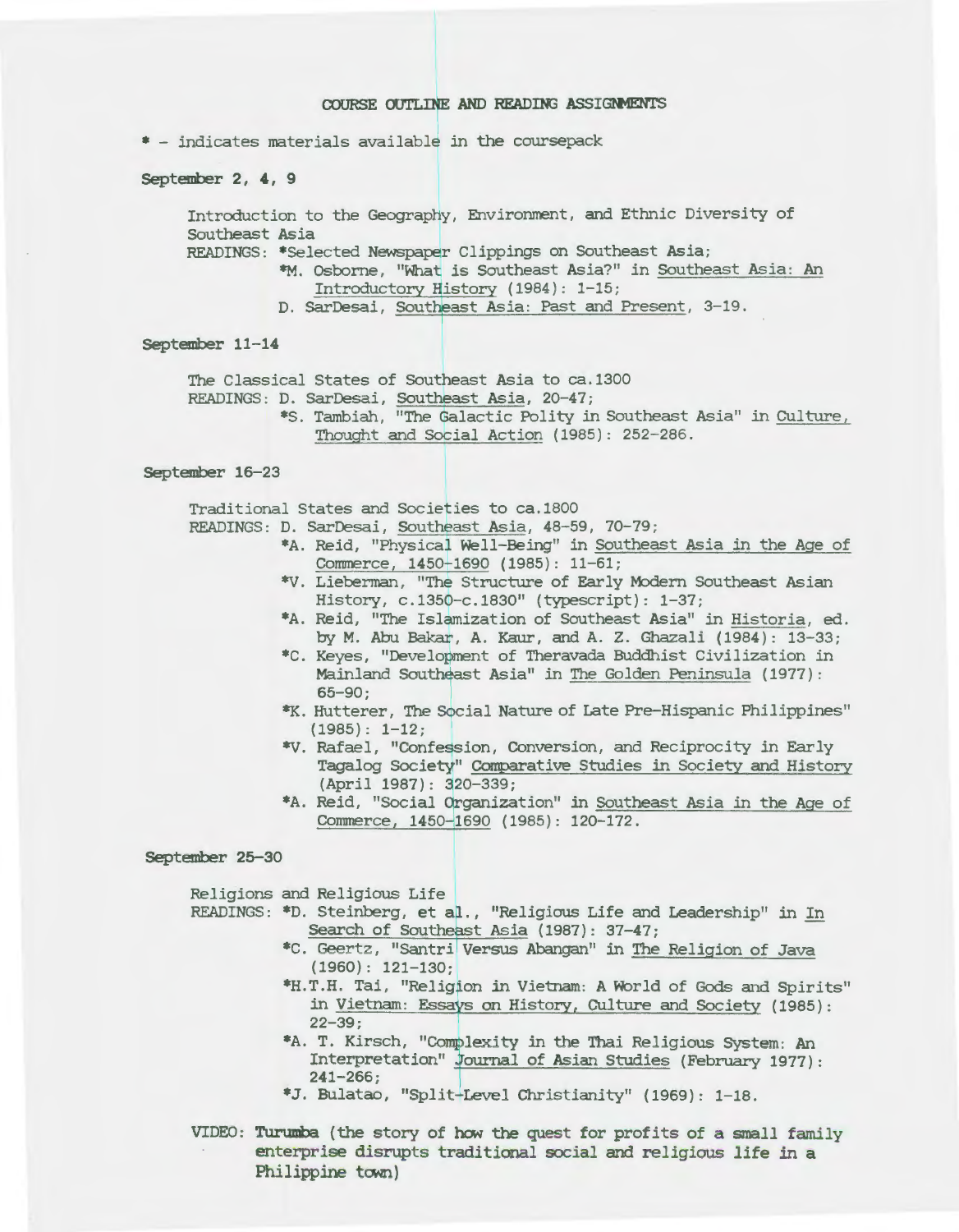## COURSE OUTLINE AND READING ASSIGNMENTS

* - indicates materials available in the coursepack

**September 2, 4, 9**

Introduction to the Geography, Environment, and Ethnic Diversity of Southeast Asia

READINGS: *Selected Newspaper Clippings on Southeast Asia;
- *M. Osborne, "What is Southeast Asia?" in Southeast Asia: An Introductory History (1984): 1-15;
- D. SarDesai, Southeast Asia: Past and Present, 3-19.

**September 11-14**

The Classical States of Southeast Asia to ca.1300

READINGS: D. SarDesai, Southeast Asia, 20-47;
- *S. Tambiah, "The Galactic Polity in Southeast Asia" in Culture, Thought and Social Action (1985): 252-286.

**September 16-23**

Traditional States and Societies to ca.1800

READINGS: D. SarDesai, Southeast Asia, 48-59, 70-79;
- *A. Reid, "Physical Well-Being" in Southeast Asia in the Age of Commerce, 1450-1690 (1985): 11-61;
- *V. Lieberman, "The Structure of Early Modern Southeast Asian History, c.1350-c.1830" (typescript): 1-37;
- *A. Reid, "The Islamization of Southeast Asia" in Historia, ed. by M. Abu Bakar, A. Kaur, and A. Z. Ghazali (1984): 13-33;
- *C. Keyes, "Development of Theravada Buddhist Civilization in Mainland Southeast Asia" in The Golden Peninsula (1977): 65-90;
- *K. Hutterer, The Social Nature of Late Pre-Hispanic Philippines" (1985): 1-12;
- *V. Rafael, "Confession, Conversion, and Reciprocity in Early Tagalog Society" Comparative Studies in Society and History (April 1987): 320-339;
- *A. Reid, "Social Organization" in Southeast Asia in the Age of Commerce, 1450-1690 (1985): 120-172.

**September 25-30**

Religions and Religious Life

READINGS: *D. Steinberg, et al., "Religious Life and Leadership" in In Search of Southeast Asia (1987): 37-47;
- *C. Geertz, "Santri Versus Abangan" in The Religion of Java (1960): 121-130;
- *H.T.H. Tai, "Religion in Vietnam: A World of Gods and Spirits" in Vietnam: Essays on History, Culture and Society (1985): 22-39;
- *A. T. Kirsch, "Complexity in the Thai Religious System: An Interpretation" Journal of Asian Studies (February 1977): 241-266;
- *J. Bulatao, "Split-Level Christianity" (1969): 1-18.

VIDEO: **Turumba (the story of how the quest for profits of a small family enterprise disrupts traditional social and religious life in a Philippine town)**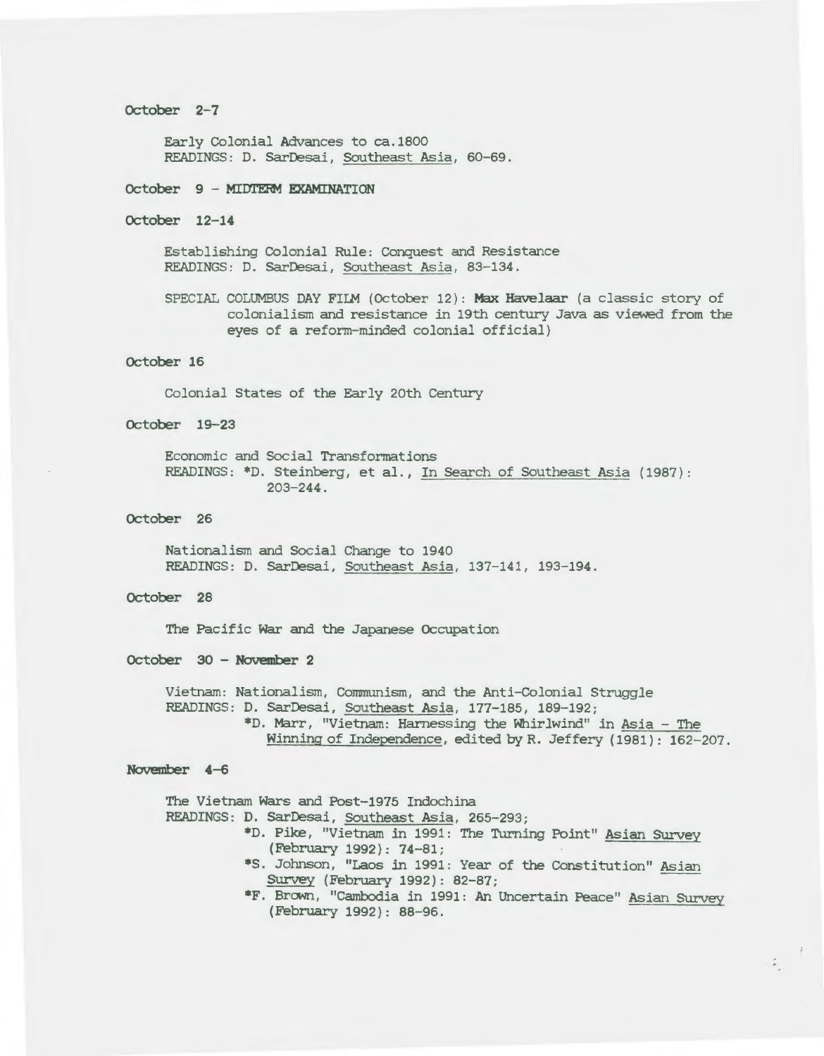**October 2-7**

Early Colonial Advances to ca.1800
READINGS: D. SarDesai, Southeast Asia, 60-69.

**October 9 - MIDTERM EXAMINATION**

**October 12-14**

Establishing Colonial Rule: Conquest and Resistance
READINGS: D. SarDesai, Southeast Asia, 83-134.

SPECIAL COLUMBUS DAY FILM (October 12): **Max Havelaar** (a classic story of colonialism and resistance in 19th century Java as viewed from the eyes of a reform-minded colonial official)

**October 16**

Colonial States of the Early 20th Century

**October 19-23**

Economic and Social Transformations
READINGS: *D. Steinberg, et al., In Search of Southeast Asia (1987): 203-244.

**October 26**

Nationalism and Social Change to 1940
READINGS: D. SarDesai, Southeast Asia, 137-141, 193-194.

**October 28**

The Pacific War and the Japanese Occupation

**October 30 - November 2**

Vietnam: Nationalism, Communism, and the Anti-Colonial Struggle
READINGS: D. SarDesai, Southeast Asia, 177-185, 189-192;
*D. Marr, "Vietnam: Harnessing the Whirlwind" in Asia - The Winning of Independence, edited by R. Jeffery (1981): 162-207.

**November 4-6**

The Vietnam Wars and Post-1975 Indochina
READINGS: D. SarDesai, Southeast Asia, 265-293;
*D. Pike, "Vietnam in 1991: The Turning Point" Asian Survey (February 1992): 74-81;
*S. Johnson, "Laos in 1991: Year of the Constitution" Asian Survey (February 1992): 82-87;
*F. Brown, "Cambodia in 1991: An Uncertain Peace" Asian Survey (February 1992): 88-96.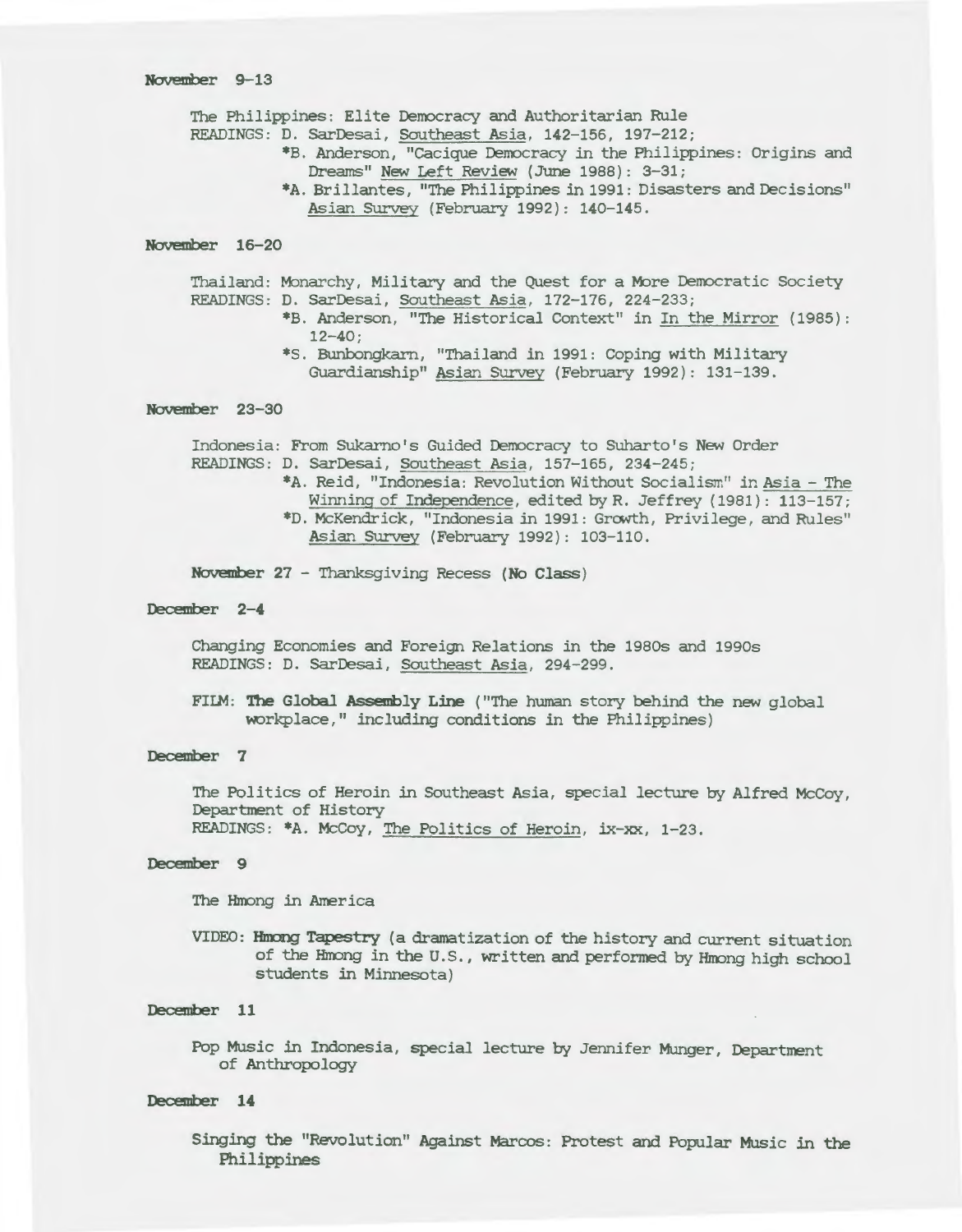**November 9-13**

The Philippines: Elite Democracy and Authoritarian Rule
READINGS: D. SarDesai, Southeast Asia, 142-156, 197-212;
*B. Anderson, "Cacique Democracy in the Philippines: Origins and Dreams" New Left Review (June 1988): 3-31;
*A. Brillantes, "The Philippines in 1991: Disasters and Decisions" Asian Survey (February 1992): 140-145.

**November 16-20**

Thailand: Monarchy, Military and the Quest for a More Democratic Society
READINGS: D. SarDesai, Southeast Asia, 172-176, 224-233;
*B. Anderson, "The Historical Context" in In the Mirror (1985): 12-40;
*S. Bunbongkarn, "Thailand in 1991: Coping with Military Guardianship" Asian Survey (February 1992): 131-139.

**November 23-30**

Indonesia: From Sukarno's Guided Democracy to Suharto's New Order
READINGS: D. SarDesai, Southeast Asia, 157-165, 234-245;
*A. Reid, "Indonesia: Revolution Without Socialism" in Asia - The Winning of Independence, edited by R. Jeffrey (1981): 113-157;
*D. McKendrick, "Indonesia in 1991: Growth, Privilege, and Rules" Asian Survey (February 1992): 103-110.

**November** 27 - Thanksgiving Recess (**No Class**)

**December 2-4**

Changing Economies and Foreign Relations in the 1980s and 1990s
READINGS: D. SarDesai, Southeast Asia, 294-299.

FILM: **The Global Assembly Line** ("The human story behind the new global workplace," including conditions in the Philippines)

**December 7**

The Politics of Heroin in Southeast Asia, special lecture by Alfred McCoy, Department of History
READINGS: *A. McCoy, The Politics of Heroin, ix-xx, 1-23.

**December 9**

The Hmong in America

VIDEO: **Hmong Tapestry** (a dramatization of the history and current situation of the Hmong in the U.S., written and performed by Hmong high school students in Minnesota)

**December 11**

Pop Music in Indonesia, special lecture by Jennifer Munger, Department of Anthropology

**December 14**

Singing the "Revolution" Against Marcos: Protest and Popular Music in the Philippines